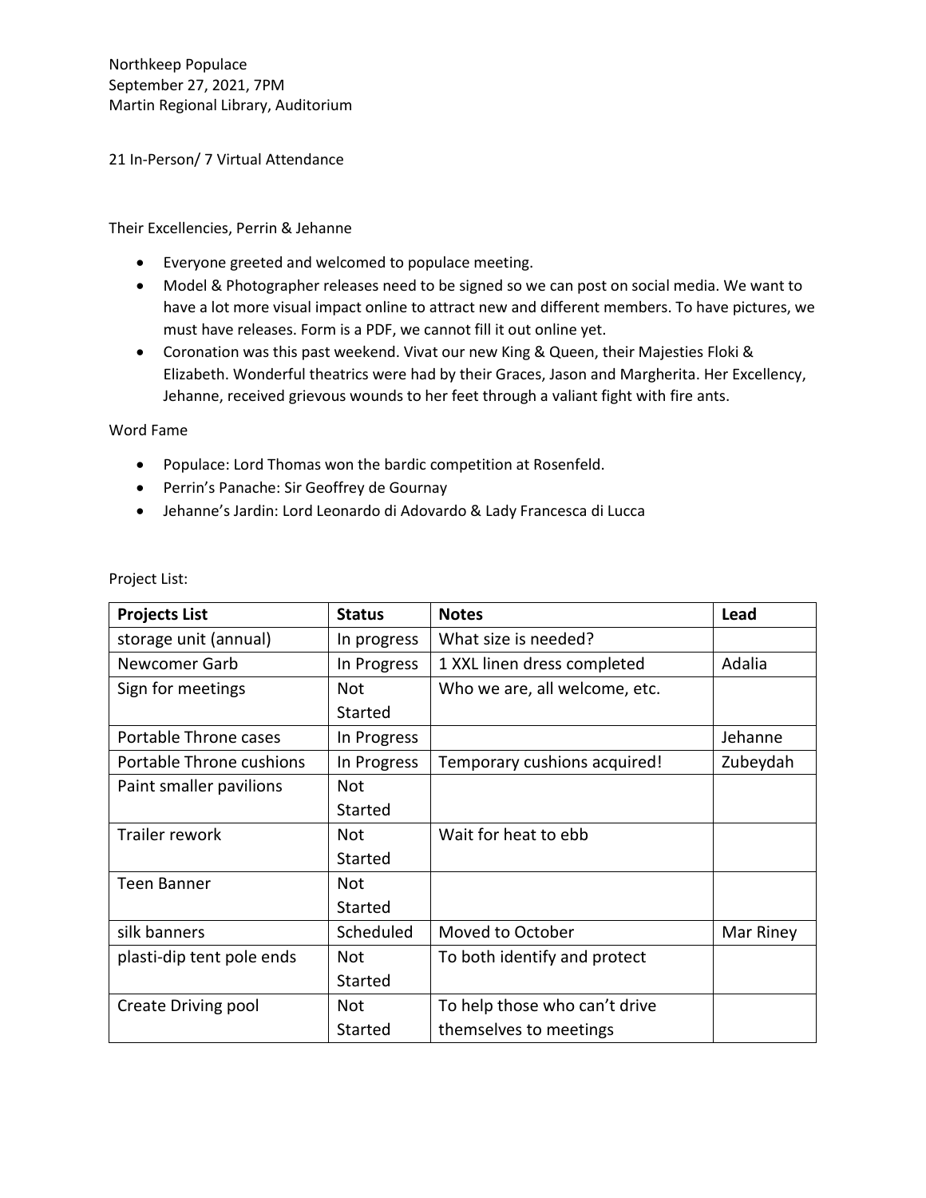Northkeep Populace
September 27, 2021, 7PM
Martin Regional Library, Auditorium

21 In-Person/ 7 Virtual Attendance

Their Excellencies, Perrin & Jehanne

- Everyone greeted and welcomed to populace meeting.
- Model & Photographer releases need to be signed so we can post on social media. We want to have a lot more visual impact online to attract new and different members. To have pictures, we must have releases. Form is a PDF, we cannot fill it out online yet.
- Coronation was this past weekend. Vivat our new King & Queen, their Majesties Floki & Elizabeth. Wonderful theatrics were had by their Graces, Jason and Margherita. Her Excellency, Jehanne, received grievous wounds to her feet through a valiant fight with fire ants.

Word Fame

- Populace: Lord Thomas won the bardic competition at Rosenfeld.
- Perrin's Panache: Sir Geoffrey de Gournay
- Jehanne's Jardin: Lord Leonardo di Adovardo & Lady Francesca di Lucca

Project List:

| Projects List | Status | Notes | Lead |
|---|---|---|---|
| storage unit (annual) | In progress | What size is needed? | |
| Newcomer Garb | In Progress | 1 XXL linen dress completed | Adalia |
| Sign for meetings | Not Started | Who we are, all welcome, etc. | |
| Portable Throne cases | In Progress | | Jehanne |
| Portable Throne cushions | In Progress | Temporary cushions acquired! | Zubeydah |
| Paint smaller pavilions | Not Started | | |
| Trailer rework | Not Started | Wait for heat to ebb | |
| Teen Banner | Not Started | | |
| silk banners | Scheduled | Moved to October | Mar Riney |
| plasti-dip tent pole ends | Not Started | To both identify and protect | |
| Create Driving pool | Not Started | To help those who can't drive themselves to meetings | |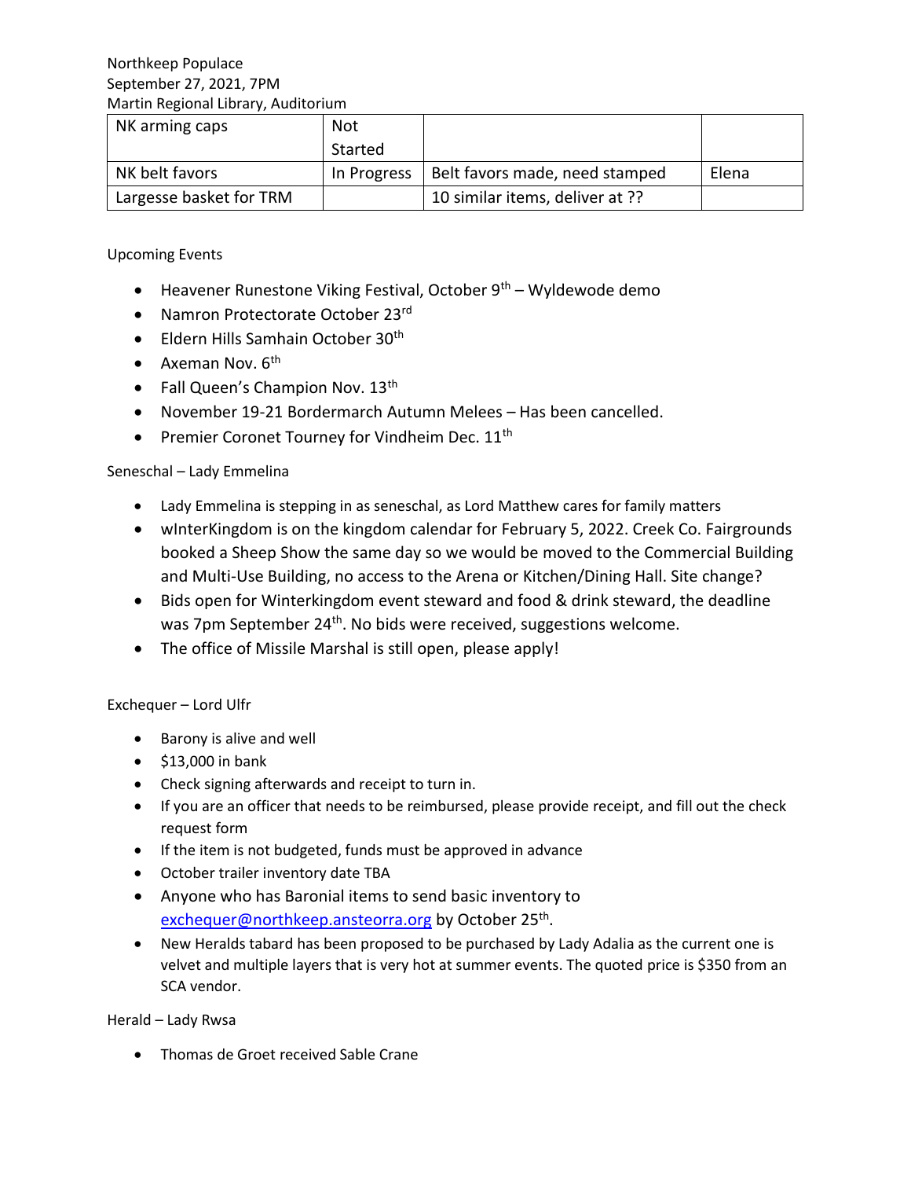Northkeep Populace
September 27, 2021, 7PM
Martin Regional Library, Auditorium

| NK arming caps | Not Started | | |
|---|---|---|---|
| NK belt favors | In Progress | Belt favors made, need stamped | Elena |
| Largesse basket for TRM | | 10 similar items, deliver at ?? | |

Upcoming Events

- Heavener Runestone Viking Festival, October 9th – Wyldewode demo
- Namron Protectorate October 23rd
- Eldern Hills Samhain October 30th
- Axeman Nov. 6th
- Fall Queen's Champion Nov. 13th
- November 19-21 Bordermarch Autumn Melees – Has been cancelled.
- Premier Coronet Tourney for Vindheim Dec. 11th

Seneschal – Lady Emmelina

- Lady Emmelina is stepping in as seneschal, as Lord Matthew cares for family matters
- wInterKingdom is on the kingdom calendar for February 5, 2022. Creek Co. Fairgrounds booked a Sheep Show the same day so we would be moved to the Commercial Building and Multi-Use Building, no access to the Arena or Kitchen/Dining Hall. Site change?
- Bids open for Winterkingdom event steward and food & drink steward, the deadline was 7pm September 24th. No bids were received, suggestions welcome.
- The office of Missile Marshal is still open, please apply!

Exchequer – Lord Ulfr

- Barony is alive and well
- $13,000 in bank
- Check signing afterwards and receipt to turn in.
- If you are an officer that needs to be reimbursed, please provide receipt, and fill out the check request form
- If the item is not budgeted, funds must be approved in advance
- October trailer inventory date TBA
- Anyone who has Baronial items to send basic inventory to exchequer@northkeep.ansteorra.org by October 25th.
- New Heralds tabard has been proposed to be purchased by Lady Adalia as the current one is velvet and multiple layers that is very hot at summer events. The quoted price is $350 from an SCA vendor.

Herald – Lady Rwsa

- Thomas de Groet received Sable Crane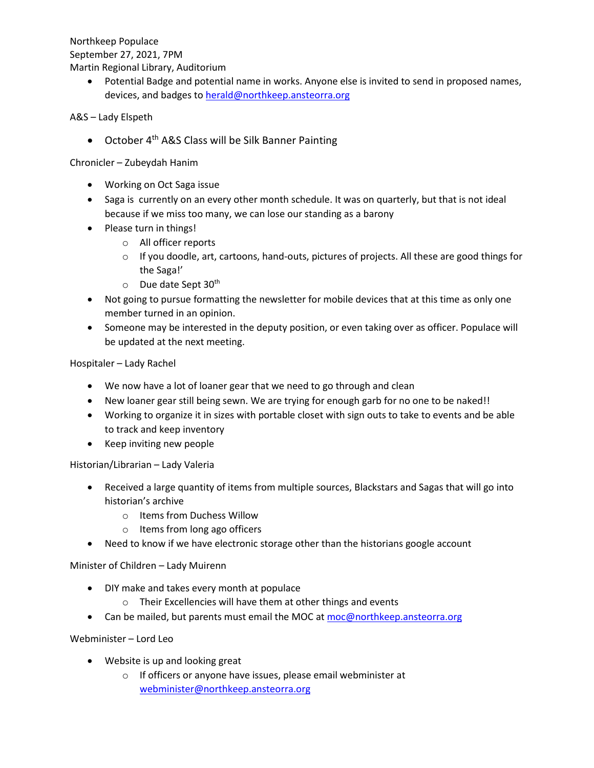Northkeep Populace
September 27, 2021, 7PM
Martin Regional Library, Auditorium

- Potential Badge and potential name in works. Anyone else is invited to send in proposed names, devices, and badges to herald@northkeep.ansteorra.org

A&S – Lady Elspeth

- October 4th A&S Class will be Silk Banner Painting

Chronicler – Zubeydah Hanim

- Working on Oct Saga issue
- Saga is currently on an every other month schedule. It was on quarterly, but that is not ideal because if we miss too many, we can lose our standing as a barony
- Please turn in things!
  - All officer reports
  - If you doodle, art, cartoons, hand-outs, pictures of projects. All these are good things for the Saga!'
  - Due date Sept 30th
- Not going to pursue formatting the newsletter for mobile devices that at this time as only one member turned in an opinion.
- Someone may be interested in the deputy position, or even taking over as officer. Populace will be updated at the next meeting.

Hospitaler – Lady Rachel

- We now have a lot of loaner gear that we need to go through and clean
- New loaner gear still being sewn. We are trying for enough garb for no one to be naked!!
- Working to organize it in sizes with portable closet with sign outs to take to events and be able to track and keep inventory
- Keep inviting new people

Historian/Librarian – Lady Valeria

- Received a large quantity of items from multiple sources, Blackstars and Sagas that will go into historian's archive
  - Items from Duchess Willow
  - Items from long ago officers
- Need to know if we have electronic storage other than the historians google account

Minister of Children – Lady Muirenn

- DIY make and takes every month at populace
  - Their Excellencies will have them at other things and events
- Can be mailed, but parents must email the MOC at moc@northkeep.ansteorra.org

Webminister – Lord Leo

- Website is up and looking great
  - If officers or anyone have issues, please email webminister at webminister@northkeep.ansteorra.org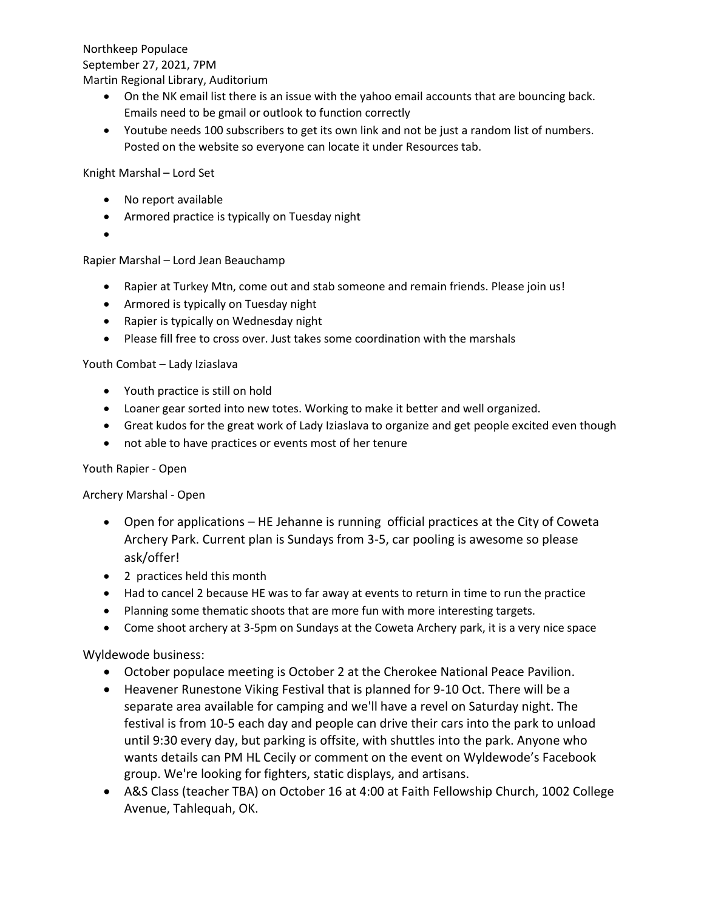Northkeep Populace
September 27, 2021, 7PM
Martin Regional Library, Auditorium

- On the NK email list there is an issue with the yahoo email accounts that are bouncing back. Emails need to be gmail or outlook to function correctly
- Youtube needs 100 subscribers to get its own link and not be just a random list of numbers. Posted on the website so everyone can locate it under Resources tab.

Knight Marshal – Lord Set

- No report available
- Armored practice is typically on Tuesday night
- 

Rapier Marshal – Lord Jean Beauchamp

- Rapier at Turkey Mtn, come out and stab someone and remain friends. Please join us!
- Armored is typically on Tuesday night
- Rapier is typically on Wednesday night
- Please fill free to cross over. Just takes some coordination with the marshals

Youth Combat – Lady Iziaslava

- Youth practice is still on hold
- Loaner gear sorted into new totes. Working to make it better and well organized.
- Great kudos for the great work of Lady Iziaslava to organize and get people excited even though
- not able to have practices or events most of her tenure

Youth Rapier - Open

Archery Marshal - Open

- Open for applications – HE Jehanne is running official practices at the City of Coweta Archery Park. Current plan is Sundays from 3-5, car pooling is awesome so please ask/offer!
- 2 practices held this month
- Had to cancel 2 because HE was to far away at events to return in time to run the practice
- Planning some thematic shoots that are more fun with more interesting targets.
- Come shoot archery at 3-5pm on Sundays at the Coweta Archery park, it is a very nice space

Wyldewode business:

- October populace meeting is October 2 at the Cherokee National Peace Pavilion.
- Heavener Runestone Viking Festival that is planned for 9-10 Oct. There will be a separate area available for camping and we'll have a revel on Saturday night. The festival is from 10-5 each day and people can drive their cars into the park to unload until 9:30 every day, but parking is offsite, with shuttles into the park. Anyone who wants details can PM HL Cecily or comment on the event on Wyldewode's Facebook group. We're looking for fighters, static displays, and artisans.
- A&S Class (teacher TBA) on October 16 at 4:00 at Faith Fellowship Church, 1002 College Avenue, Tahlequah, OK.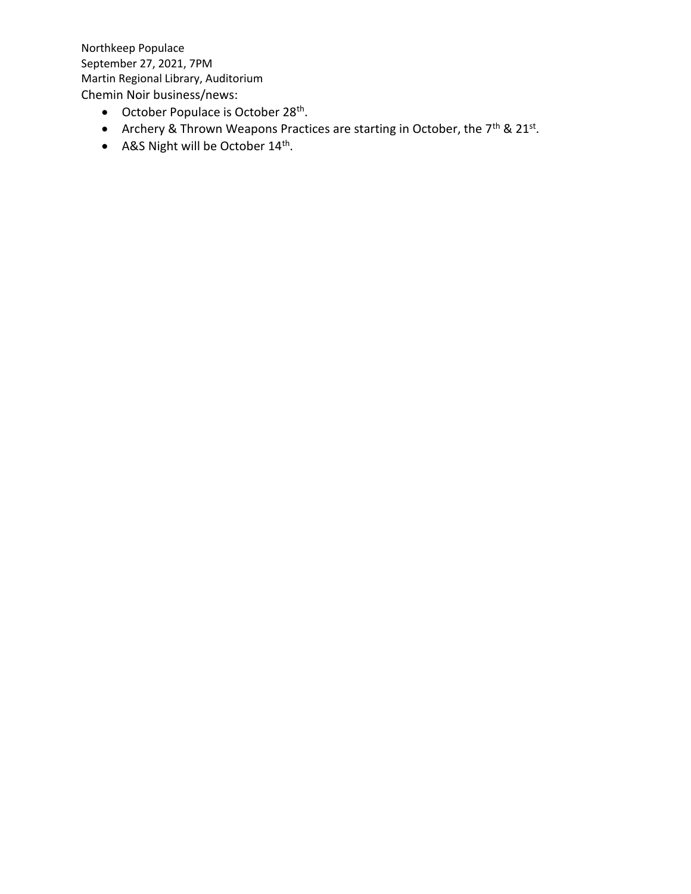Northkeep Populace
September 27, 2021, 7PM
Martin Regional Library, Auditorium
Chemin Noir business/news:

- October Populace is October 28th.
- Archery & Thrown Weapons Practices are starting in October, the 7th & 21st.
- A&S Night will be October 14th.